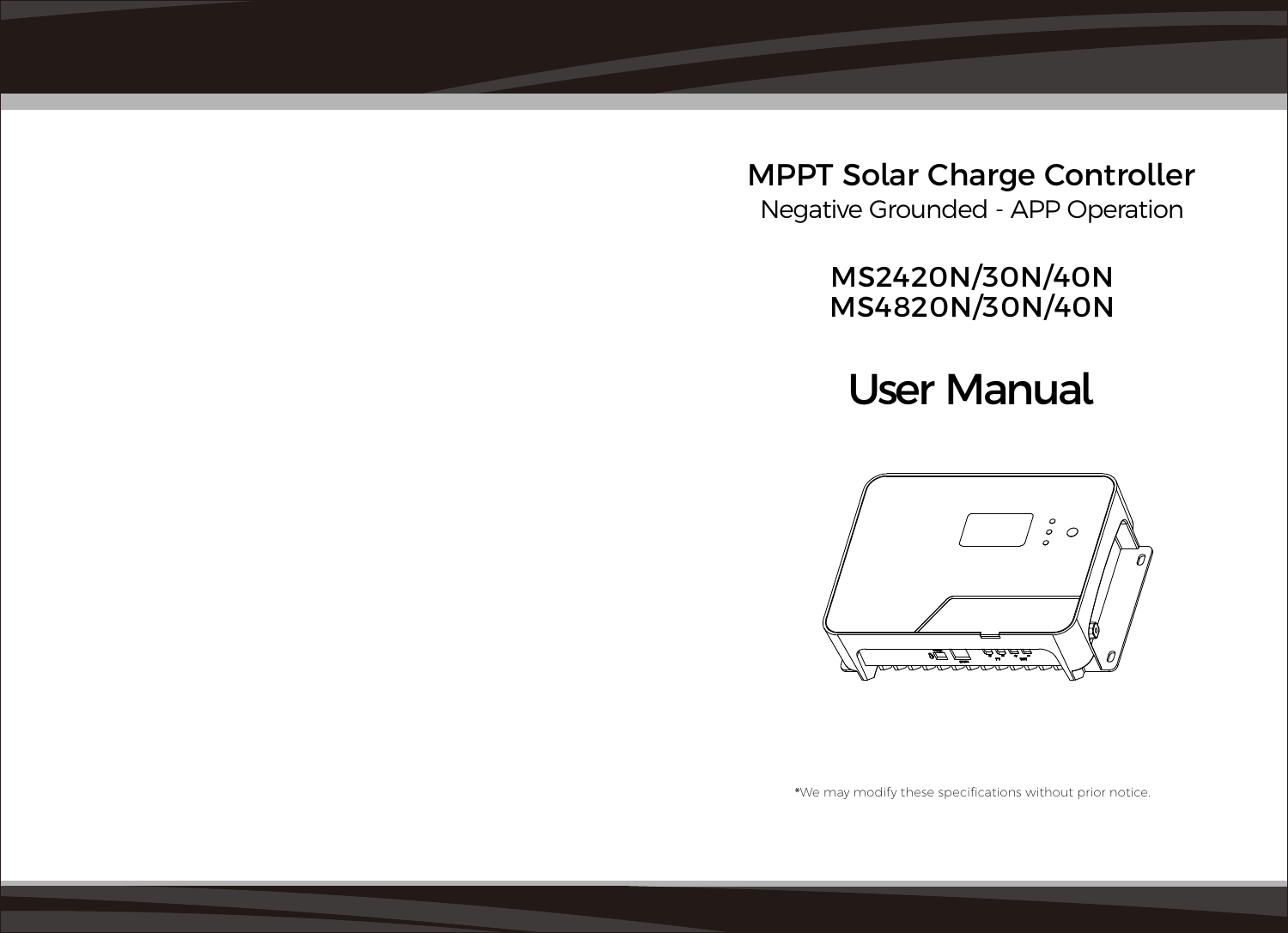# MPPT Solar Charge Controller

Negative Grounded - APP Operation

MS2420N/30N/40N
MS4820N/30N/40N

# User Manual

*We may modify these specifications without prior notice.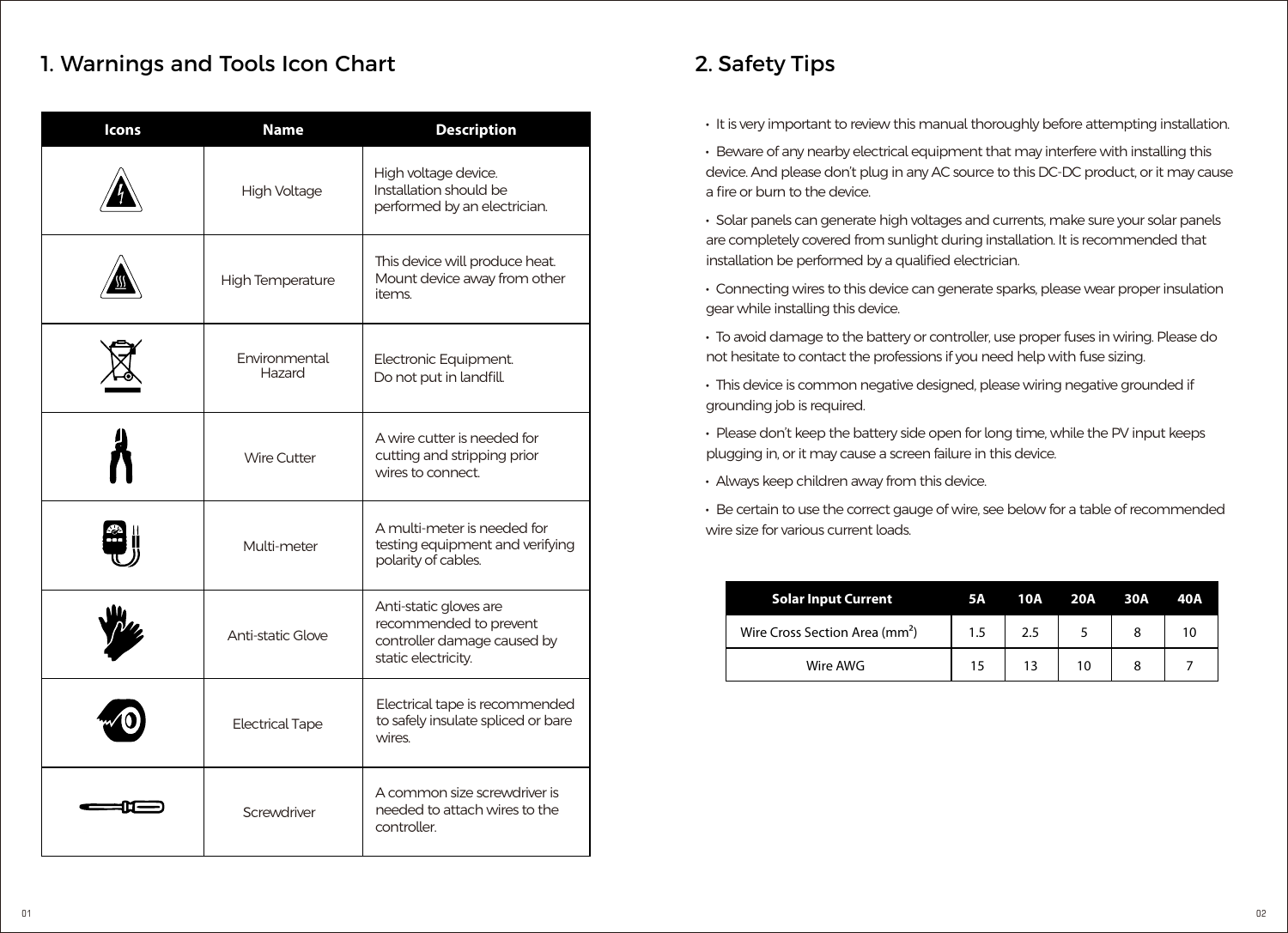## 1. Warnings and Tools Icon Chart

| Icons | Name | Description |
|---|---|---|
| | High Voltage | High voltage device. Installation should be performed by an electrician. |
| | High Temperature | This device will produce heat. Mount device away from other items. |
| | Environmental Hazard | Electronic Equipment. Do not put in landfill. |
| | Wire Cutter | A wire cutter is needed for cutting and stripping prior wires to connect. |
| | Multi-meter | A multi-meter is needed for testing equipment and verifying polarity of cables. |
| | Anti-static Glove | Anti-static gloves are recommended to prevent controller damage caused by static electricity. |
| | Electrical Tape | Electrical tape is recommended to safely insulate spliced or bare wires. |
| | Screwdriver | A common size screwdriver is needed to attach wires to the controller. |

## 2. Safety Tips

- It is very important to review this manual thoroughly before attempting installation.
- Beware of any nearby electrical equipment that may interfere with installing this device. And please don't plug in any AC source to this DC-DC product, or it may cause a fire or burn to the device.
- Solar panels can generate high voltages and currents, make sure your solar panels are completely covered from sunlight during installation. It is recommended that installation be performed by a qualified electrician.
- Connecting wires to this device can generate sparks, please wear proper insulation gear while installing this device.
- To avoid damage to the battery or controller, use proper fuses in wiring. Please do not hesitate to contact the professions if you need help with fuse sizing.
- This device is common negative designed, please wiring negative grounded if grounding job is required.
- Please don't keep the battery side open for long time, while the PV input keeps plugging in, or it may cause a screen failure in this device.
- Always keep children away from this device.
- Be certain to use the correct gauge of wire, see below for a table of recommended wire size for various current loads.

| Solar Input Current | 5A | 10A | 20A | 30A | 40A |
|---|---|---|---|---|---|
| Wire Cross Section Area ($mm^2$) | 1.5 | 2.5 | 5 | 8 | 10 |
| Wire AWG | 15 | 13 | 10 | 8 | 7 |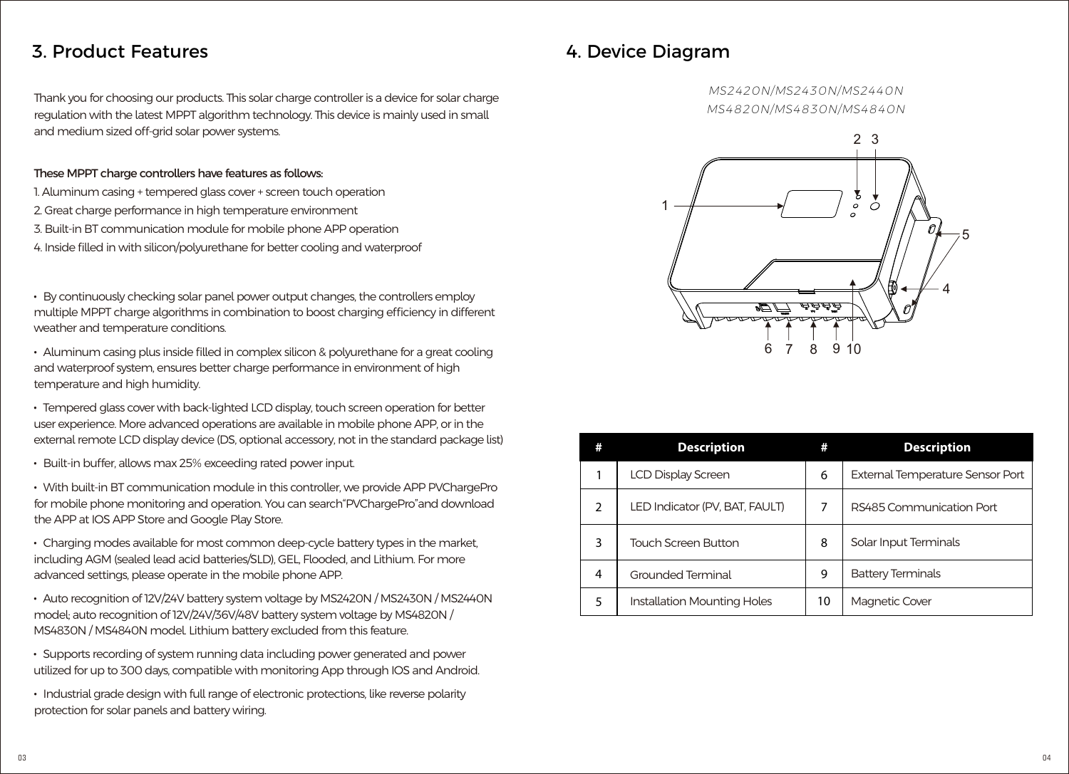## 3. Product Features

Thank you for choosing our products. This solar charge controller is a device for solar charge regulation with the latest MPPT algorithm technology. This device is mainly used in small and medium sized off-grid solar power systems.

These MPPT charge controllers have features as follows:

1. Aluminum casing + tempered glass cover + screen touch operation
2. Great charge performance in high temperature environment
3. Built-in BT communication module for mobile phone APP operation
4. Inside filled in with silicon/polyurethane for better cooling and waterproof

- By continuously checking solar panel power output changes, the controllers employ multiple MPPT charge algorithms in combination to boost charging efficiency in different weather and temperature conditions.
- Aluminum casing plus inside filled in complex silicon & polyurethane for a great cooling and waterproof system, ensures better charge performance in environment of high temperature and high humidity.
- Tempered glass cover with back-lighted LCD display, touch screen operation for better user experience. More advanced operations are available in mobile phone APP, or in the external remote LCD display device (DS, optional accessory, not in the standard package list)
- Built-in buffer, allows max 25% exceeding rated power input.
- With built-in BT communication module in this controller, we provide APP PVChargePro for mobile phone monitoring and operation. You can search"PVChargePro"and download the APP at IOS APP Store and Google Play Store.
- Charging modes available for most common deep-cycle battery types in the market, including AGM (sealed lead acid batteries/SLD), GEL, Flooded, and Lithium. For more advanced settings, please operate in the mobile phone APP.
- Auto recognition of 12V/24V battery system voltage by MS2420N / MS2430N / MS2440N model; auto recognition of 12V/24V/36V/48V battery system voltage by MS4820N / MS4830N / MS4840N model. Lithium battery excluded from this feature.
- Supports recording of system running data including power generated and power utilized for up to 300 days, compatible with monitoring App through IOS and Android.
- Industrial grade design with full range of electronic protections, like reverse polarity protection for solar panels and battery wiring.

## 4. Device Diagram

*MS2420N/MS2430N/MS2440N*
*MS4820N/MS4830N/MS4840N*

| # | Description | # | Description |
|---|---|---|---|
| 1 | LCD Display Screen | 6 | External Temperature Sensor Port |
| 2 | LED Indicator (PV, BAT, FAULT) | 7 | RS485 Communication Port |
| 3 | Touch Screen Button | 8 | Solar Input Terminals |
| 4 | Grounded Terminal | 9 | Battery Terminals |
| 5 | Installation Mounting Holes | 10 | Magnetic Cover |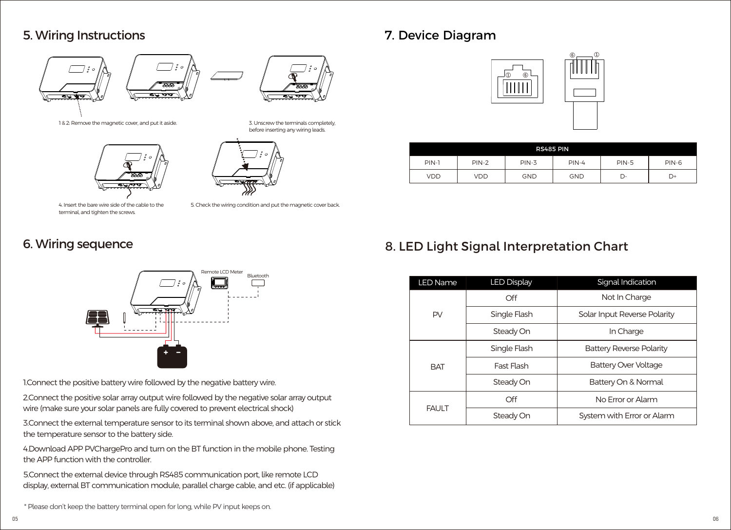## 5. Wiring Instructions

1 & 2: Remove the magnetic cover, and put it aside.

3. Unscrew the terminals completely, before inserting any wiring leads.

4. Insert the bare wire side of the cable to the terminal, and tighten the screws.

5. Check the wiring condition and put the magnetic cover back.

## 6. Wiring sequence

Remote LCD Meter

Bluetooth

1.Connect the positive battery wire followed by the negative battery wire.

2.Connect the positive solar array output wire followed by the negative solar array output wire (make sure your solar panels are fully covered to prevent electrical shock)

3.Connect the external temperature sensor to its terminal shown above, and attach or stick the temperature sensor to the battery side.

4.Download APP PVChargePro and turn on the BT function in the mobile phone. Testing the APP function with the controller.

5.Connect the external device through RS485 communication port, like remote LCD display, external BT communication module, parallel charge cable, and etc. (if applicable)

\* Please don't keep the battery terminal open for long, while PV input keeps on.

## 7. Device Diagram

| RS485 PIN | | | | | |
|---|---|---|---|---|---|
| PIN-1 | PIN-2 | PIN-3 | PIN-4 | PIN-5 | PIN-6 |
| VDD | VDD | GND | GND | D- | D+ |

## 8. LED Light Signal Interpretation Chart

| LED Name | LED Display | Signal Indication |
|---|---|---|
| PV | Off | Not In Charge |
| | Single Flash | Solar Input Reverse Polarity |
| | Steady On | In Charge |
| BAT | Single Flash | Battery Reverse Polarity |
| | Fast Flash | Battery Over Voltage |
| | Steady On | Battery On & Normal |
| FAULT | Off | No Error or Alarm |
| | Steady On | System with Error or Alarm |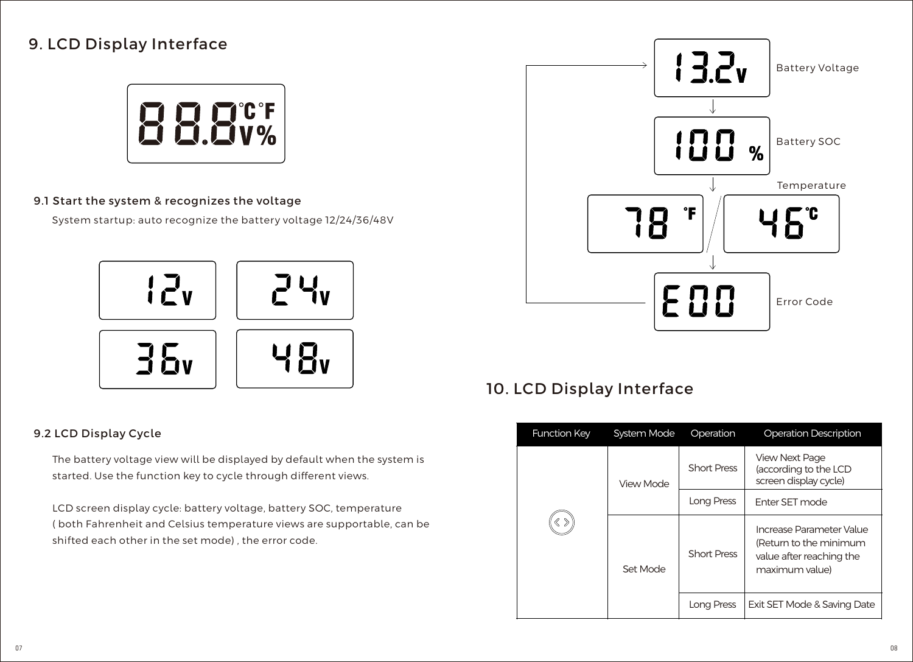# 9. LCD Display Interface

## 9.1 Start the system & recognizes the voltage

System startup: auto recognize the battery voltage 12/24/36/48V

## 9.2 LCD Display Cycle

The battery voltage view will be displayed by default when the system is started. Use the function key to cycle through different views.

LCD screen display cycle: battery voltage, battery SOC, temperature ( both Fahrenheit and Celsius temperature views are supportable, can be shifted each other in the set mode) , the error code.

Battery Voltage

Battery SOC

Temperature

Error Code

# 10. LCD Display Interface

| Function Key | System Mode | Operation | Operation Description |
|---|---|---|---|
| | View Mode | Short Press | View Next Page (according to the LCD screen display cycle) |
| | | Long Press | Enter SET mode |
| | Set Mode | Short Press | Increase Parameter Value (Return to the minimum value after reaching the maximum value) |
| | | Long Press | Exit SET Mode & Saving Date |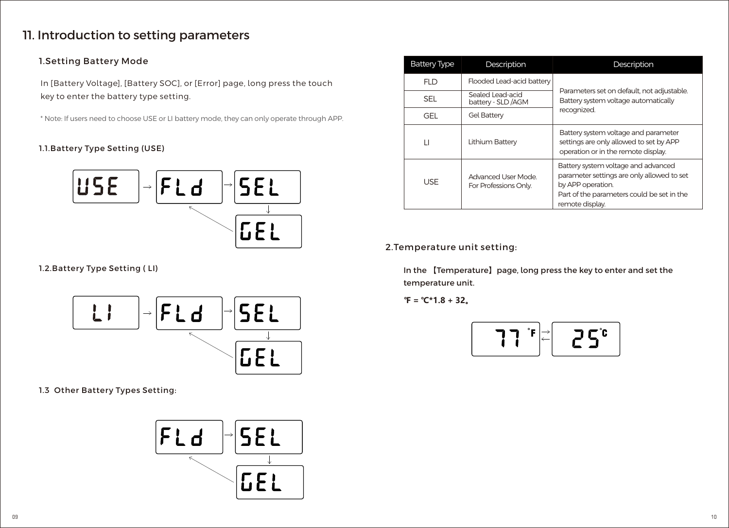# 11. Introduction to setting parameters

## 1.Setting Battery Mode

In [Battery Voltage], [Battery SOC], or [Error] page, long press the touch key to enter the battery type setting.

* Note: If users need to choose USE or LI battery mode, they can only operate through APP.

### 1.1.Battery Type Setting (USE)

USE → FLd → SEL → GEL → FLd

### 1.2.Battery Type Setting ( LI)

LI → FLd → SEL → GEL → FLd

### 1.3 Other Battery Types Setting:

FLd → SEL → GEL → FLd

| Battery Type | Description | Description |
|---|---|---|
| FLD | Flooded Lead-acid battery | Parameters set on default, not adjustable. Battery system voltage automatically recognized. |
| SEL | Sealed Lead-acid battery - SLD /AGM | |
| GEL | Gel Battery | |
| LI | Lithium Battery | Battery system voltage and parameter settings are only allowed to set by APP operation or in the remote display. |
| USE | Advanced User Mode. For Professions Only. | Battery system voltage and advanced parameter settings are only allowed to set by APP operation. Part of the parameters could be set in the remote display. |

## 2.Temperature unit setting:

**In the 【Temperature】page, long press the key to enter and set the temperature unit.**

**℉ = ℃*1.8 + 32。**

77 ℉ ⇄ 25 ℃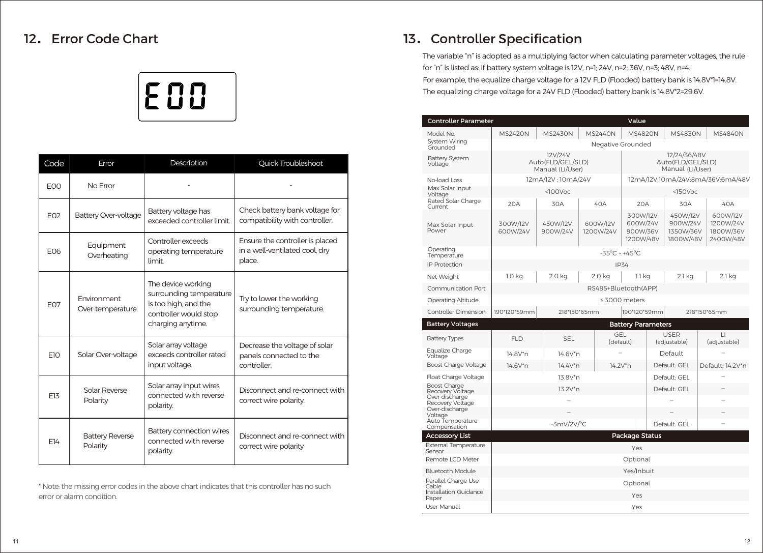## 12. Error Code Chart

E00

| Code | Error | Description | Quick Troubleshoot |
|---|---|---|---|
| E00 | No Error | - | - |
| E02 | Battery Over-voltage | Battery voltage has exceeded controller limit. | Check battery bank voltage for compatibility with controller. |
| E06 | Equipment Overheating | Controller exceeds operating temperature limit. | Ensure the controller is placed in a well-ventilated cool, dry place. |
| E07 | Environment Over-temperature | The device working surrounding temperature is too high, and the controller would stop charging anytime. | Try to lower the working surrounding temperature. |
| E10 | Solar Over-voltage | Solar array voltage exceeds controller rated input voltage. | Decrease the voltage of solar panels connected to the controller. |
| E13 | Solar Reverse Polarity | Solar array input wires connected with reverse polarity. | Disconnect and re-connect with correct wire polarity. |
| E14 | Battery Reverse Polarity | Battery connection wires connected with reverse polarity. | Disconnect and re-connect with correct wire polarity |

* Note: the missing error codes in the above chart indicates that this controller has no such error or alarm condition.

## 13. Controller Specification

The variable "n" is adopted as a multiplying factor when calculating parameter voltages, the rule for "n" is listed as: if battery system voltage is 12V, n=1; 24V, n=2; 36V, n=3; 48V, n=4.
For example, the equalize charge voltage for a 12V FLD (Flooded) battery bank is 14.8V*1=14.8V.
The equalizing charge voltage for a 24V FLD (Flooded) battery bank is 14.8V*2=29.6V.

| Controller Parameter | Value | | | | | |
|---|---|---|---|---|---|---|
| Model No. | MS2420N | MS2430N | MS2440N | MS4820N | MS4830N | MS4840N |
| System Wiring Grounded | Negative Grounded | | | | | |
| Battery System Voltage | 12V/24V Auto(FLD/GEL/SLD) Manual (Li/User) | | | 12/24/36/48V Auto(FLD/GEL/SLD) Manual (Li/User) | | |
| No-load Loss | 12mA/12V ; 10mA/24V | | | 12mA/12V;10mA/24V;8mA/36V;6mA/48V | | |
| Max Solar Input Voltage | <100Voc | | | <150Voc | | |
| Rated Solar Charge Current | 20A | 30A | 40A | 20A | 30A | 40A |
| Max Solar Input Power | 300W/12V 600W/24V | 450W/12V 900W/24V | 600W/12V 1200W/24V | 300W/12V 600W/24V 900W/36V 1200W/48V | 450W/12V 900W/24V 1350W/36V 1800W/48V | 600W/12V 1200W/24V 1800W/36V 2400W/48V |
| Operating Temperature | -35°C ~ +45°C | | | | | |
| IP Protection | IP34 | | | | | |
| Net Weight | 1.0 kg | 2.0 kg | 2.0 kg | 1.1 kg | 2.1 kg | 2.1 kg |
| Communication Port | RS485+Bluetooth(APP) | | | | | |
| Operating Altitude | ≤3000 meters | | | | | |
| Controller Dimension | 190*120*59mm | 218*150*65mm | | 190*120*59mm | 218*150*65mm | |

| Battery Voltages | Battery Parameters | | | | |
|---|---|---|---|---|---|
| Battery Types | FLD | SEL | GEL (default) | USER (adjustable) | LI (adjustable) |
| Equalize Charge Voltage | 14.8V*n | 14.6V*n | – | Default | – |
| Boost Charge Voltage | 14.6V*n | 14.4V*n | 14.2V*n | Default: GEL | Default: 14.2V*n |
| Float Charge Voltage | 13.8V*n | | | Default: GEL | – |
| Boost Charge Recovery Voltage | 13.2V*n | | | Default: GEL | – |
| Over-discharge Recovery Voltage | – | | | – | – |
| Over-discharge Voltage | – | | | – | – |
| Auto Temperature Compensation | -3mV/2V/°C | | | Default: GEL | – |

| Accessory List | Package Status |
|---|---|
| External Temperature Sensor | Yes |
| Remote LCD Meter | Optional |
| Bluetooth Module | Yes/Inbuit |
| Parallel Charge Use Cable | Optional |
| Installation Guidance Paper | Yes |
| User Manual | Yes |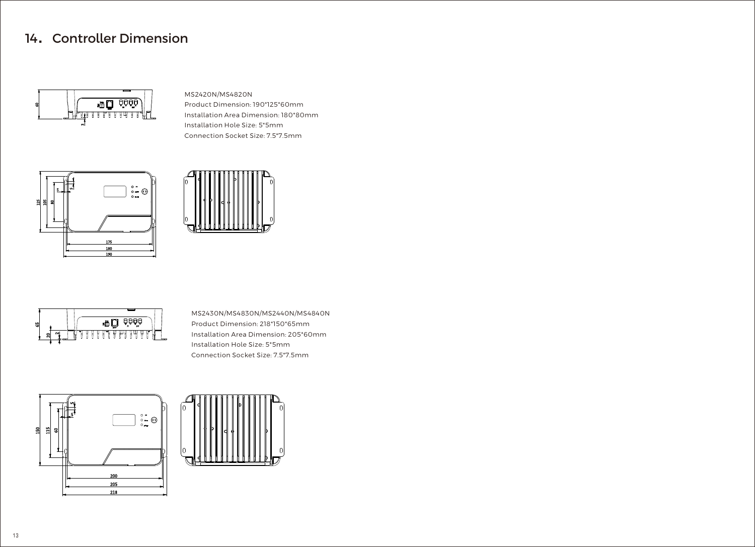# 14. Controller Dimension

MS2420N/MS4820N
Product Dimension: 190*125*60mm
Installation Area Dimension: 180*80mm
Installation Hole Size: 5*5mm
Connection Socket Size: 7.5*7.5mm

MS2430N/MS4830N/MS2440N/MS4840N
Product Dimension: 218*150*65mm
Installation Area Dimension: 205*60mm
Installation Hole Size: 5*5mm
Connection Socket Size: 7.5*7.5mm